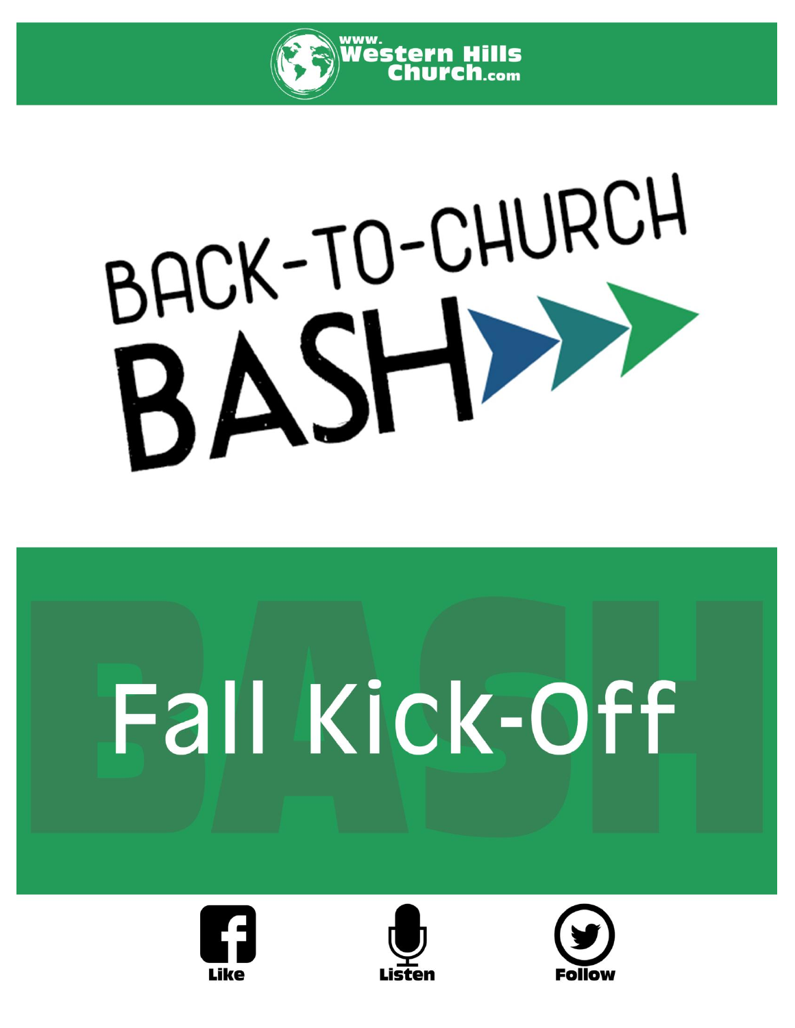www.Western Hills Church.com

# BACK-TO-CHURCH BASH

## Fall Kick-Off

Like

Listen

Follow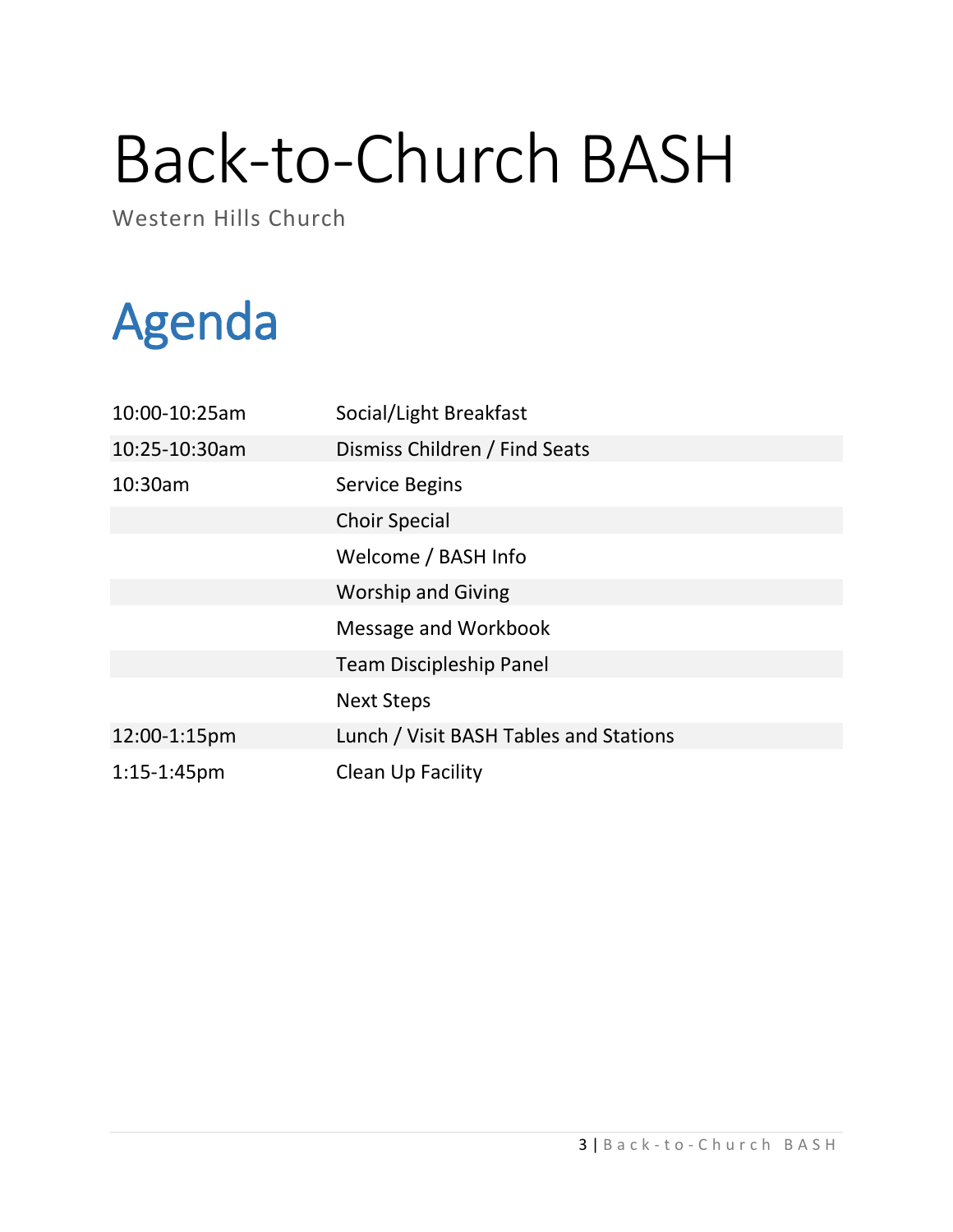# Back-to-Church BASH

Western Hills Church

## Agenda

| | |
|---|---|
| 10:00-10:25am | Social/Light Breakfast |
| 10:25-10:30am | Dismiss Children / Find Seats |
| 10:30am | Service Begins |
| | Choir Special |
| | Welcome / BASH Info |
| | Worship and Giving |
| | Message and Workbook |
| | Team Discipleship Panel |
| | Next Steps |
| 12:00-1:15pm | Lunch / Visit BASH Tables and Stations |
| 1:15-1:45pm | Clean Up Facility |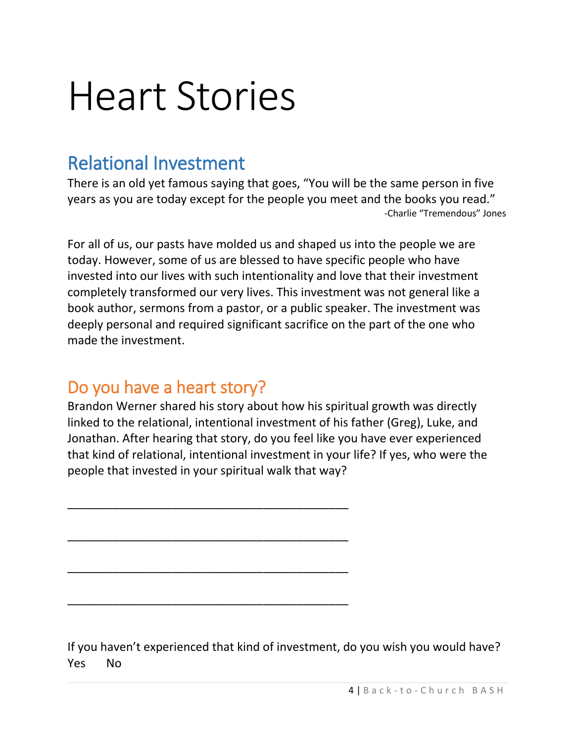# Heart Stories

## Relational Investment

There is an old yet famous saying that goes, "You will be the same person in five years as you are today except for the people you meet and the books you read."

-Charlie "Tremendous" Jones

For all of us, our pasts have molded us and shaped us into the people we are today. However, some of us are blessed to have specific people who have invested into our lives with such intentionality and love that their investment completely transformed our very lives. This investment was not general like a book author, sermons from a pastor, or a public speaker. The investment was deeply personal and required significant sacrifice on the part of the one who made the investment.

## Do you have a heart story?

Brandon Werner shared his story about how his spiritual growth was directly linked to the relational, intentional investment of his father (Greg), Luke, and Jonathan. After hearing that story, do you feel like you have ever experienced that kind of relational, intentional investment in your life? If yes, who were the people that invested in your spiritual walk that way?

____________________________________________

____________________________________________

____________________________________________

____________________________________________

If you haven't experienced that kind of investment, do you wish you would have?
Yes No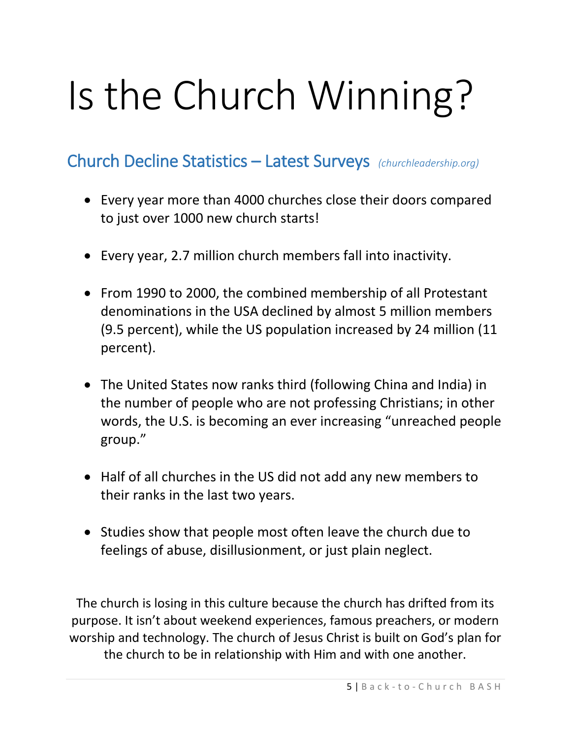# Is the Church Winning?

## Church Decline Statistics – Latest Surveys *(churchleadership.org)*

- Every year more than 4000 churches close their doors compared to just over 1000 new church starts!
- Every year, 2.7 million church members fall into inactivity.
- From 1990 to 2000, the combined membership of all Protestant denominations in the USA declined by almost 5 million members (9.5 percent), while the US population increased by 24 million (11 percent).
- The United States now ranks third (following China and India) in the number of people who are not professing Christians; in other words, the U.S. is becoming an ever increasing "unreached people group."
- Half of all churches in the US did not add any new members to their ranks in the last two years.
- Studies show that people most often leave the church due to feelings of abuse, disillusionment, or just plain neglect.

The church is losing in this culture because the church has drifted from its purpose. It isn't about weekend experiences, famous preachers, or modern worship and technology. The church of Jesus Christ is built on God's plan for the church to be in relationship with Him and with one another.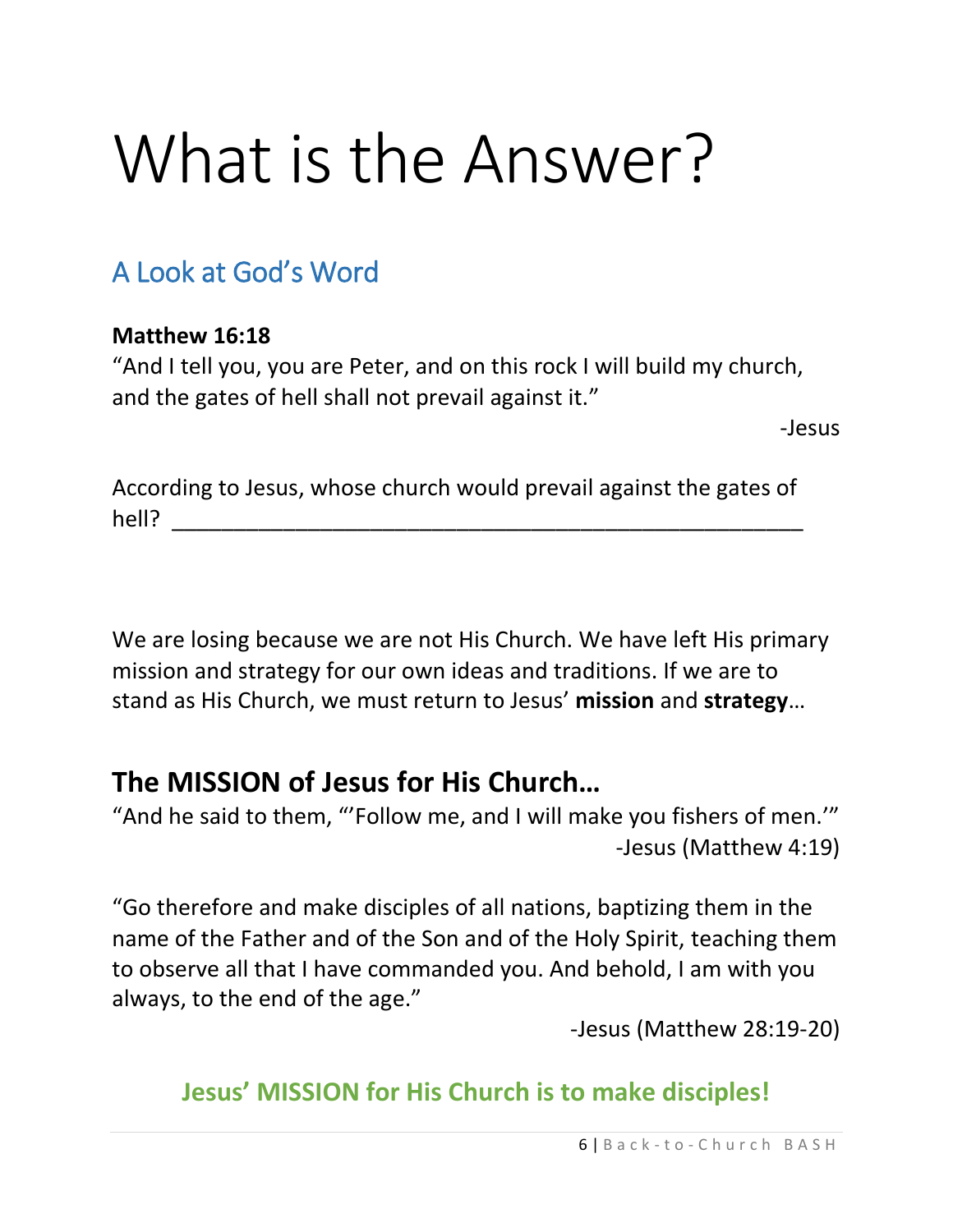# What is the Answer?

## A Look at God's Word

**Matthew 16:18**

"And I tell you, you are Peter, and on this rock I will build my church, and the gates of hell shall not prevail against it."

-Jesus

According to Jesus, whose church would prevail against the gates of hell? _______________________________________________

We are losing because we are not His Church. We have left His primary mission and strategy for our own ideas and traditions. If we are to stand as His Church, we must return to Jesus' **mission** and **strategy**…

## The MISSION of Jesus for His Church…

"And he said to them, "'Follow me, and I will make you fishers of men.'"

-Jesus (Matthew 4:19)

"Go therefore and make disciples of all nations, baptizing them in the name of the Father and of the Son and of the Holy Spirit, teaching them to observe all that I have commanded you. And behold, I am with you always, to the end of the age."

-Jesus (Matthew 28:19-20)

**Jesus' MISSION for His Church is to make disciples!**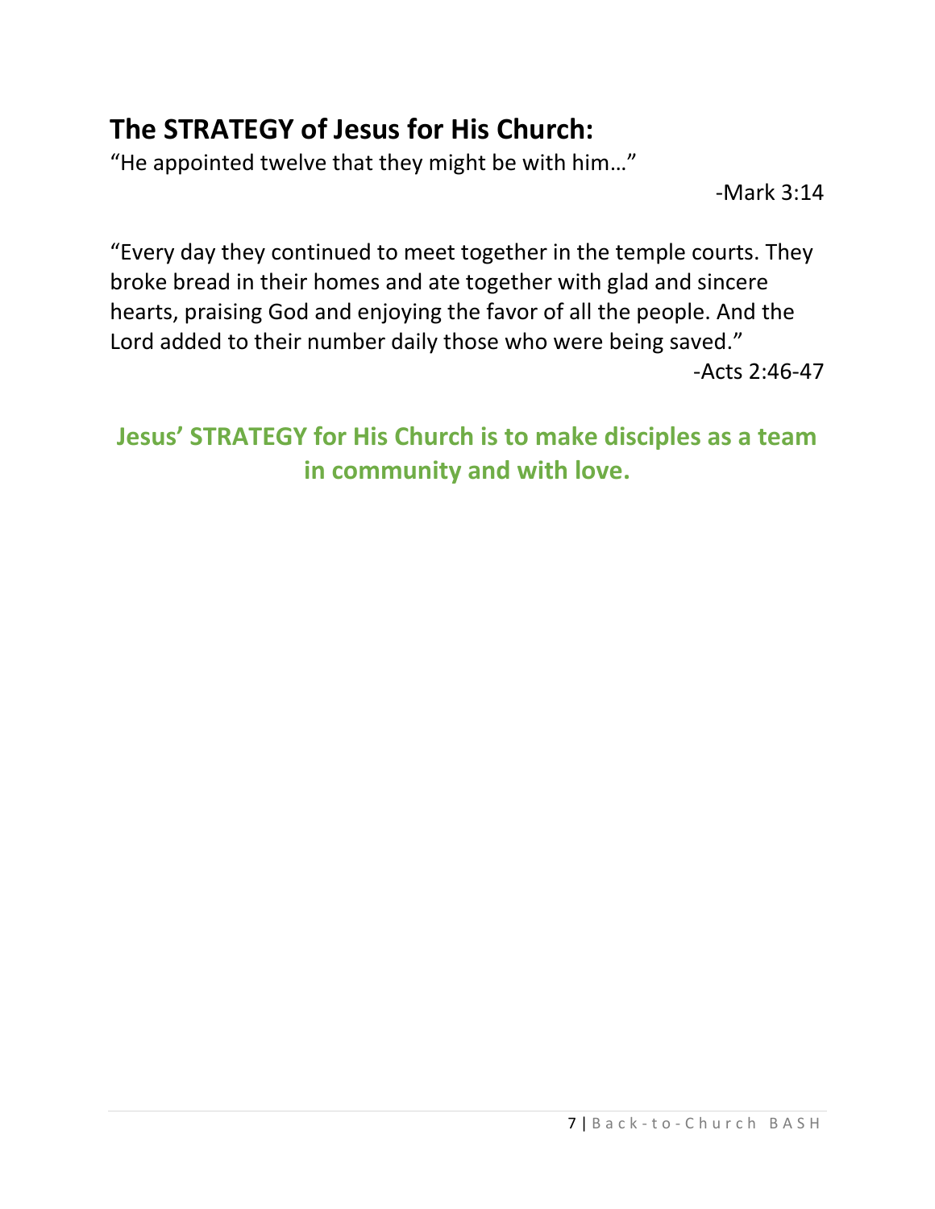## The STRATEGY of Jesus for His Church:

"He appointed twelve that they might be with him…"

-Mark 3:14

"Every day they continued to meet together in the temple courts. They broke bread in their homes and ate together with glad and sincere hearts, praising God and enjoying the favor of all the people. And the Lord added to their number daily those who were being saved."

-Acts 2:46-47

**Jesus' STRATEGY for His Church is to make disciples as a team in community and with love.**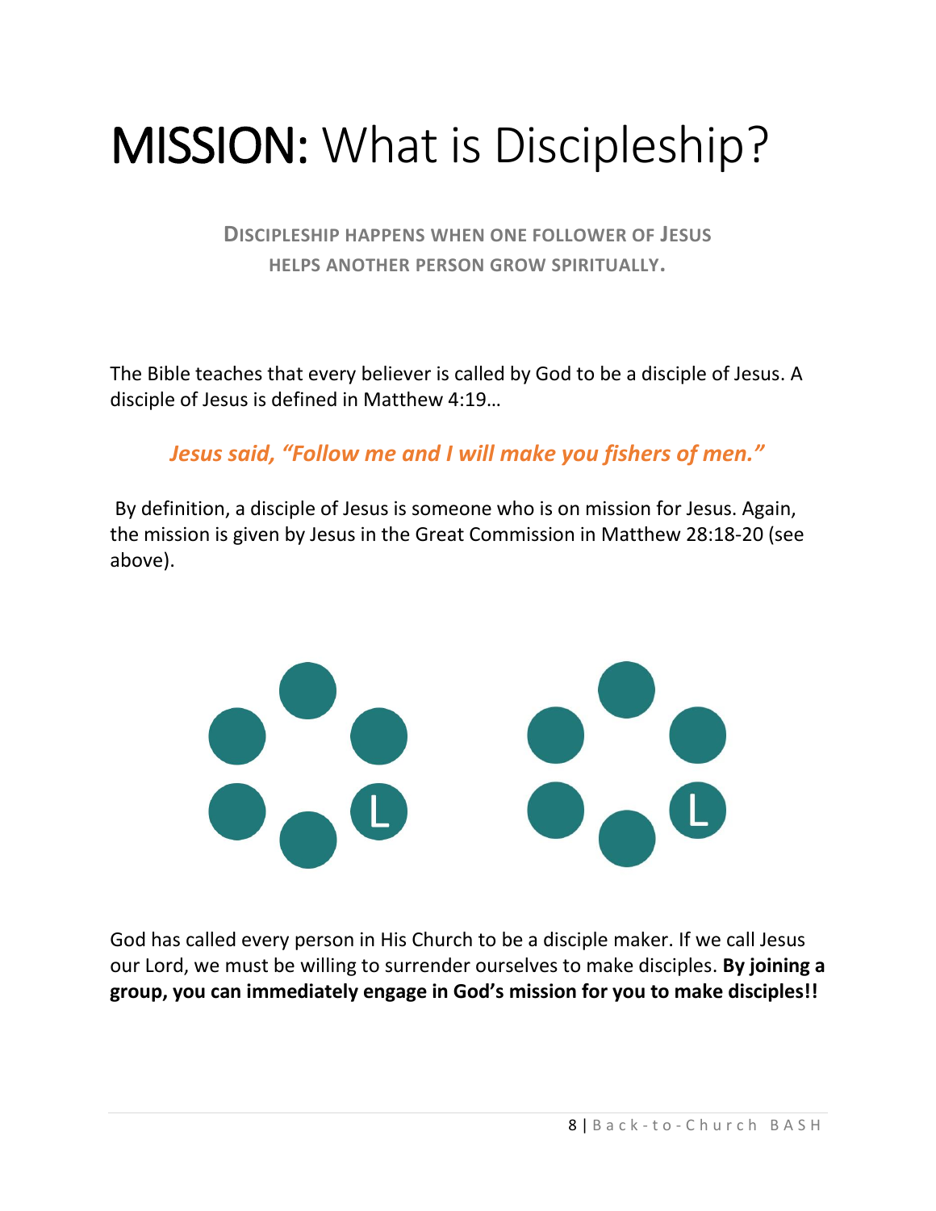# MISSION: What is Discipleship?

**DISCIPLESHIP HAPPENS WHEN ONE FOLLOWER OF JESUS HELPS ANOTHER PERSON GROW SPIRITUALLY.**

The Bible teaches that every believer is called by God to be a disciple of Jesus. A disciple of Jesus is defined in Matthew 4:19…

***Jesus said, "Follow me and I will make you fishers of men."***

By definition, a disciple of Jesus is someone who is on mission for Jesus. Again, the mission is given by Jesus in the Great Commission in Matthew 28:18-20 (see above).

L

L

God has called every person in His Church to be a disciple maker. If we call Jesus our Lord, we must be willing to surrender ourselves to make disciples. **By joining a group, you can immediately engage in God's mission for you to make disciples!!**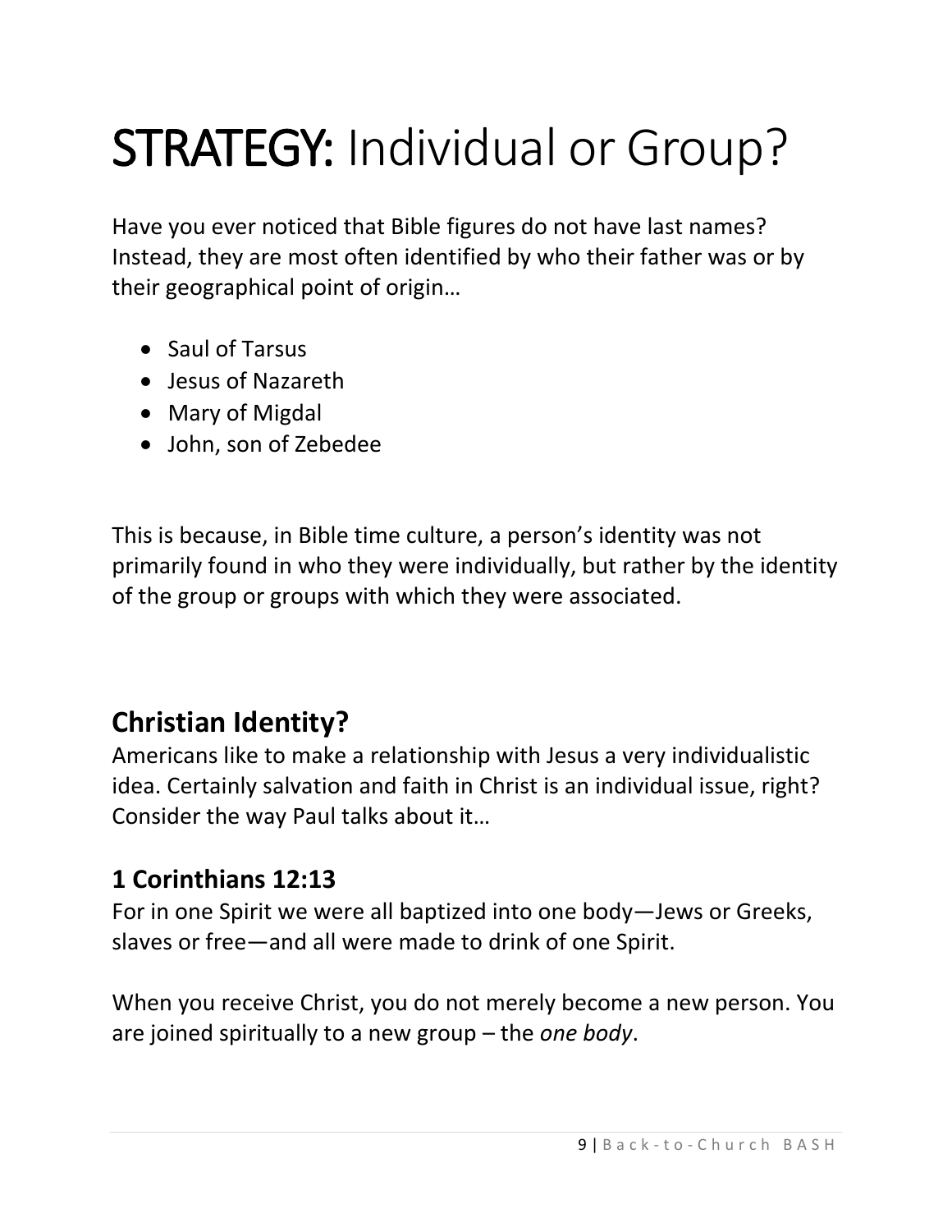# **STRATEGY:** Individual or Group?

Have you ever noticed that Bible figures do not have last names? Instead, they are most often identified by who their father was or by their geographical point of origin…

- Saul of Tarsus
- Jesus of Nazareth
- Mary of Migdal
- John, son of Zebedee

This is because, in Bible time culture, a person's identity was not primarily found in who they were individually, but rather by the identity of the group or groups with which they were associated.

## **Christian Identity?**

Americans like to make a relationship with Jesus a very individualistic idea. Certainly salvation and faith in Christ is an individual issue, right? Consider the way Paul talks about it…

### **1 Corinthians 12:13**

For in one Spirit we were all baptized into one body—Jews or Greeks, slaves or free—and all were made to drink of one Spirit.

When you receive Christ, you do not merely become a new person. You are joined spiritually to a new group – the *one body*.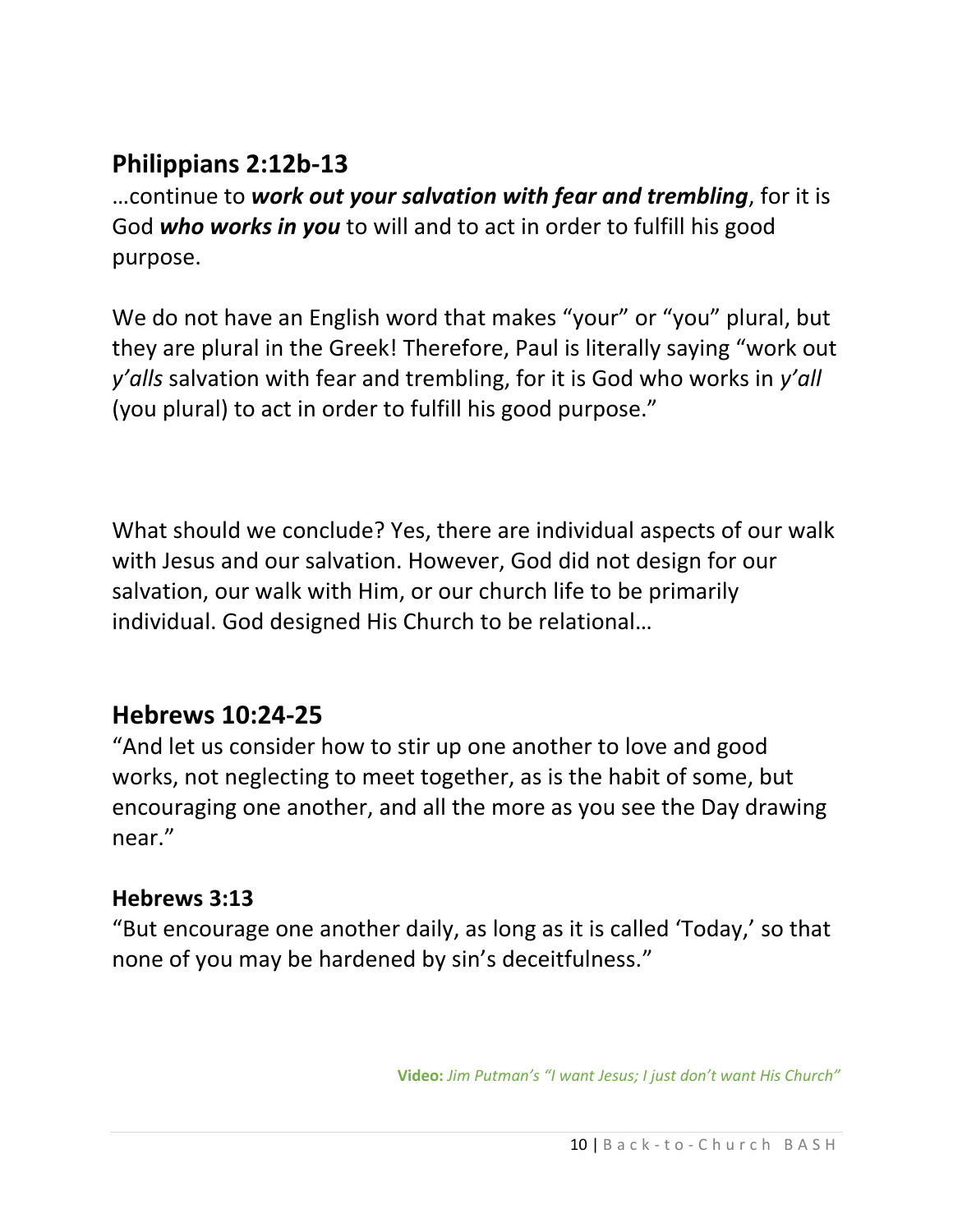## Philippians 2:12b-13

…continue to ***work out your salvation with fear and trembling***, for it is God ***who works in you*** to will and to act in order to fulfill his good purpose.

We do not have an English word that makes "your" or "you" plural, but they are plural in the Greek! Therefore, Paul is literally saying "work out *y'alls* salvation with fear and trembling, for it is God who works in *y'all* (you plural) to act in order to fulfill his good purpose."

What should we conclude? Yes, there are individual aspects of our walk with Jesus and our salvation. However, God did not design for our salvation, our walk with Him, or our church life to be primarily individual. God designed His Church to be relational…

## Hebrews 10:24-25

"And let us consider how to stir up one another to love and good works, not neglecting to meet together, as is the habit of some, but encouraging one another, and all the more as you see the Day drawing near."

### Hebrews 3:13

"But encourage one another daily, as long as it is called 'Today,' so that none of you may be hardened by sin's deceitfulness."

**Video:** *Jim Putman's "I want Jesus; I just don't want His Church"*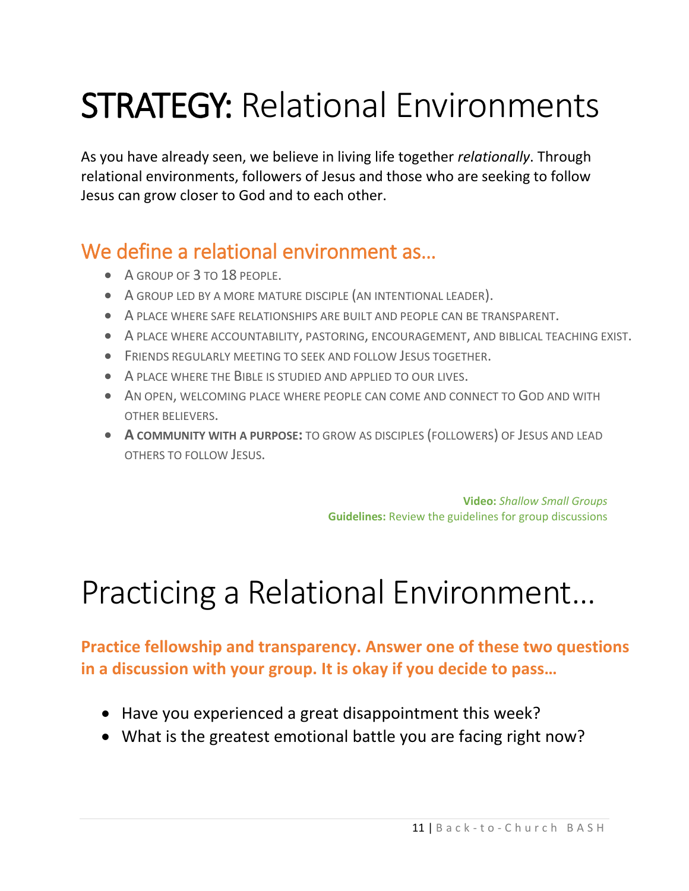# **STRATEGY:** Relational Environments

As you have already seen, we believe in living life together *relationally*. Through relational environments, followers of Jesus and those who are seeking to follow Jesus can grow closer to God and to each other.

## We define a relational environment as…

- A group of 3 to 18 people.
- A group led by a more mature disciple (an intentional leader).
- A place where safe relationships are built and people can be transparent.
- A place where accountability, pastoring, encouragement, and biblical teaching exist.
- Friends regularly meeting to seek and follow Jesus together.
- A place where the Bible is studied and applied to our lives.
- An open, welcoming place where people can come and connect to God and with other believers.
- **A community with a purpose:** to grow as disciples (followers) of Jesus and lead others to follow Jesus.

**Video:** *Shallow Small Groups*
**Guidelines:** Review the guidelines for group discussions

# Practicing a Relational Environment…

**Practice fellowship and transparency. Answer one of these two questions in a discussion with your group. It is okay if you decide to pass…**

- Have you experienced a great disappointment this week?
- What is the greatest emotional battle you are facing right now?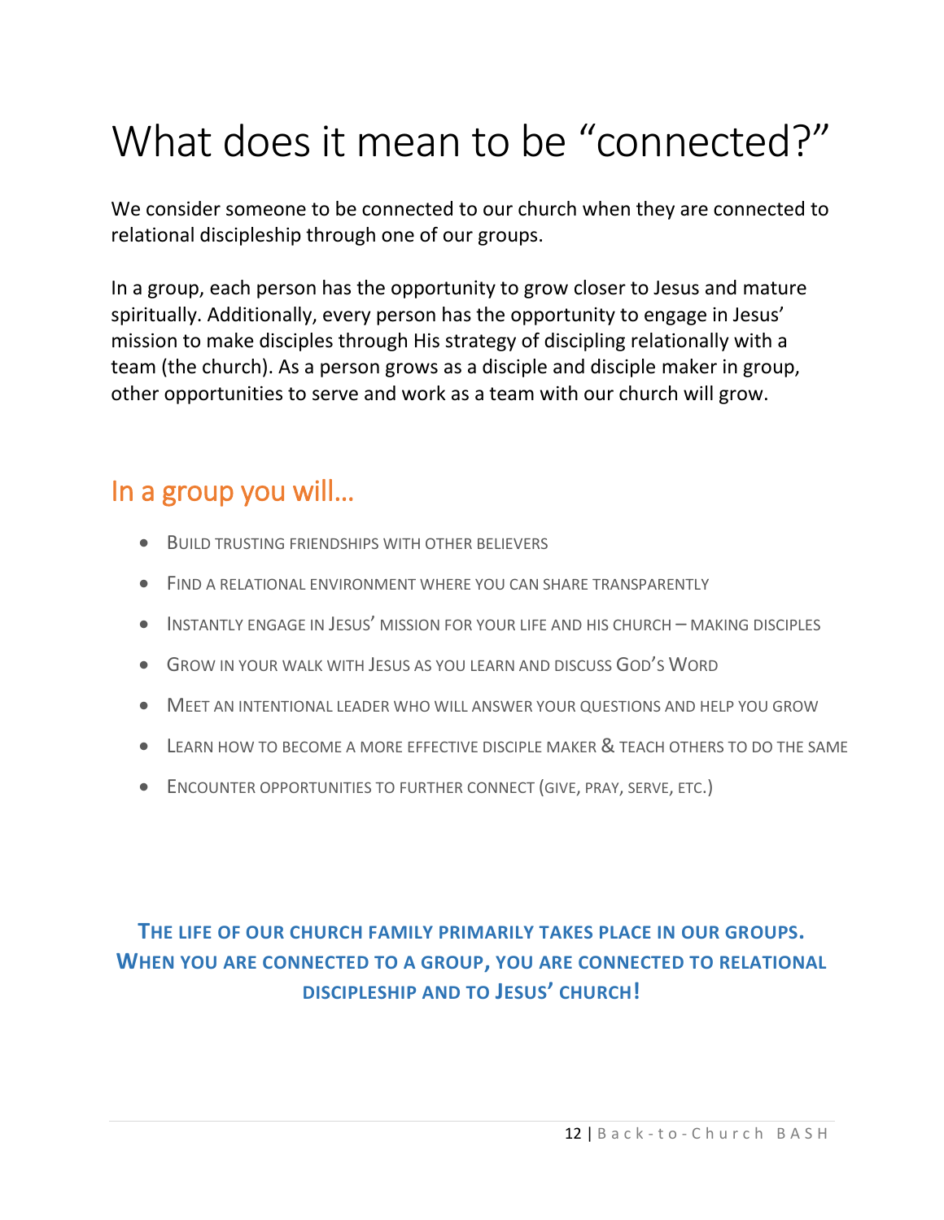# What does it mean to be "connected?"

We consider someone to be connected to our church when they are connected to relational discipleship through one of our groups.

In a group, each person has the opportunity to grow closer to Jesus and mature spiritually. Additionally, every person has the opportunity to engage in Jesus' mission to make disciples through His strategy of discipling relationally with a team (the church). As a person grows as a disciple and disciple maker in group, other opportunities to serve and work as a team with our church will grow.

## In a group you will…

- Build trusting friendships with other believers
- Find a relational environment where you can share transparently
- Instantly engage in Jesus' mission for your life and His church – making disciples
- Grow in your walk with Jesus as you learn and discuss God's Word
- Meet an intentional leader who will answer your questions and help you grow
- Learn how to become a more effective disciple maker & teach others to do the same
- Encounter opportunities to further connect (give, pray, serve, etc.)

**The life of our church family primarily takes place in our groups. When you are connected to a group, you are connected to relational discipleship and to Jesus' church!**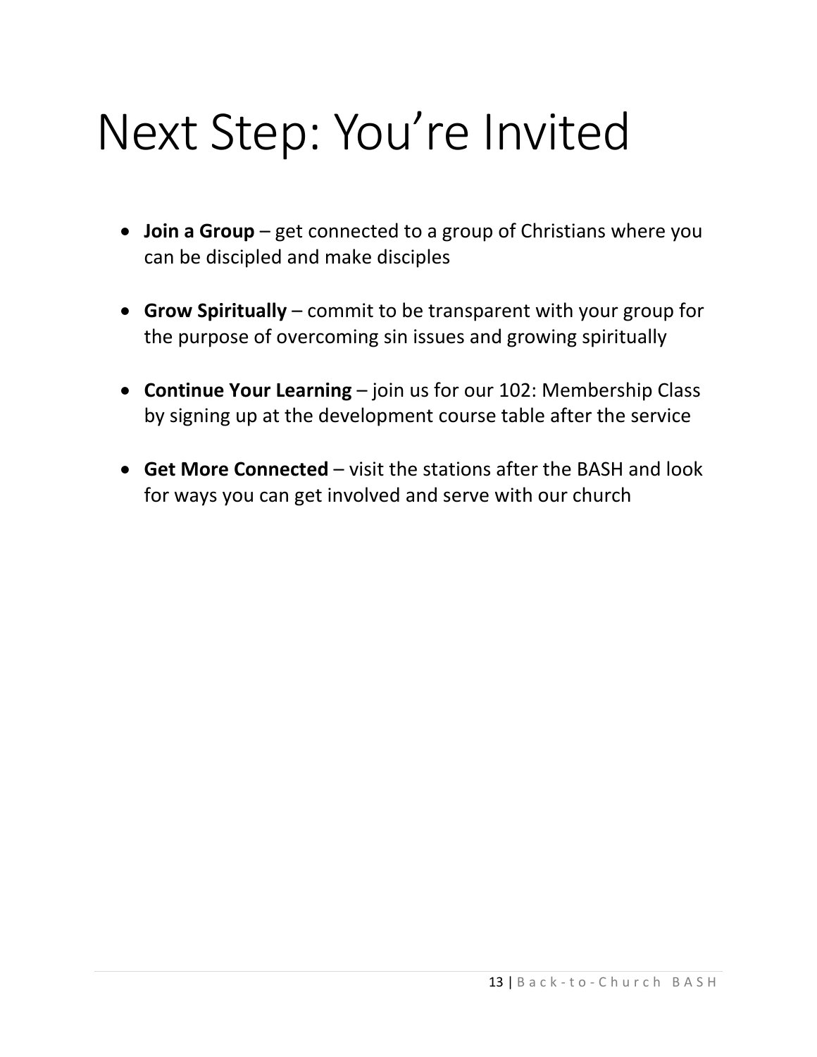# Next Step: You're Invited

- **Join a Group** – get connected to a group of Christians where you can be discipled and make disciples
- **Grow Spiritually** – commit to be transparent with your group for the purpose of overcoming sin issues and growing spiritually
- **Continue Your Learning** – join us for our 102: Membership Class by signing up at the development course table after the service
- **Get More Connected** – visit the stations after the BASH and look for ways you can get involved and serve with our church